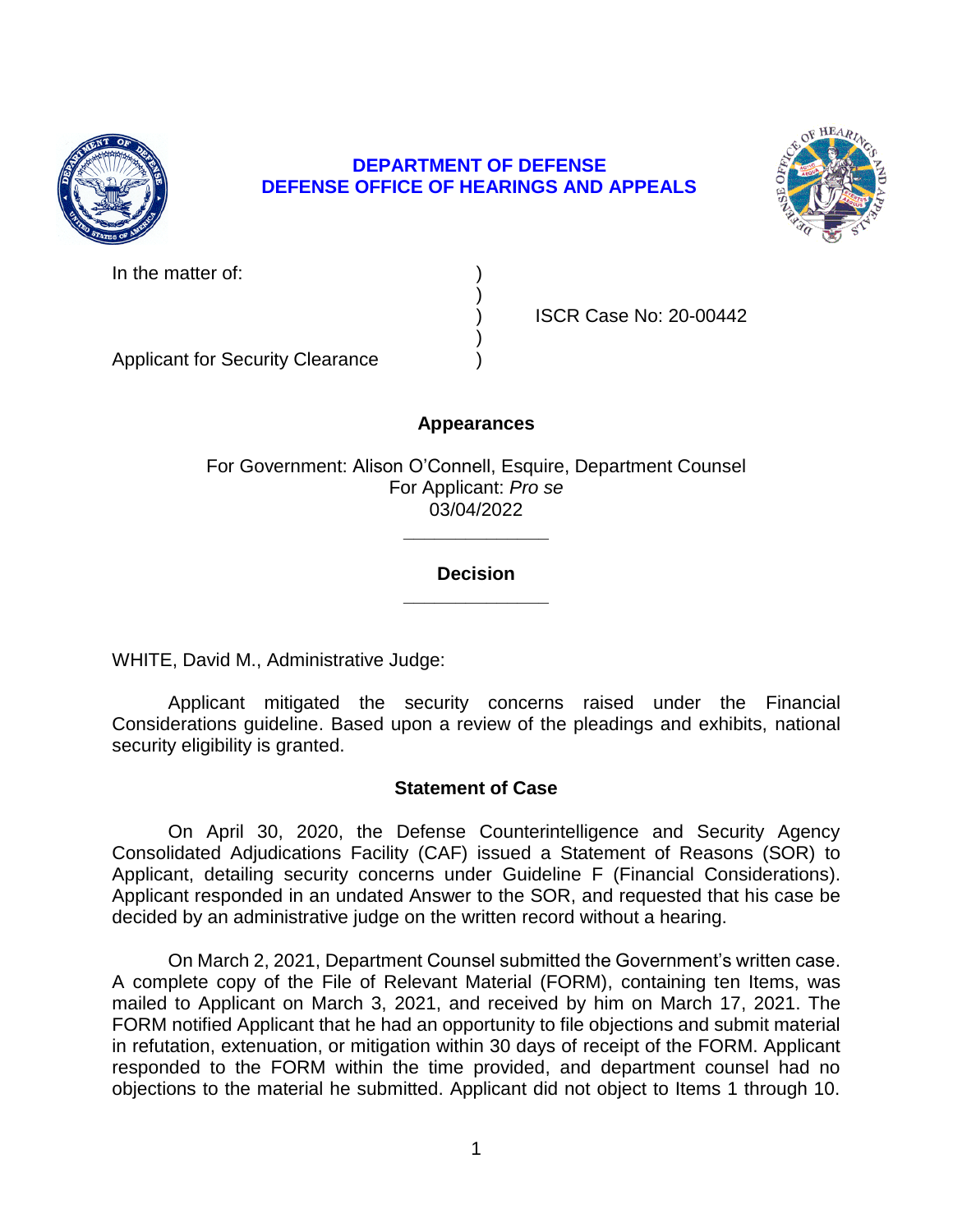**DEPARTMENT OF DEFENSE**
**DEFENSE OFFICE OF HEARINGS AND APPEALS**

In the matter of: )
)
) ISCR Case No: 20-00442
)
Applicant for Security Clearance )

**Appearances**

For Government: Alison O'Connell, Esquire, Department Counsel
For Applicant: *Pro se*
03/04/2022

______________

**Decision**

______________

WHITE, David M., Administrative Judge:

Applicant mitigated the security concerns raised under the Financial Considerations guideline. Based upon a review of the pleadings and exhibits, national security eligibility is granted.

**Statement of Case**

On April 30, 2020, the Defense Counterintelligence and Security Agency Consolidated Adjudications Facility (CAF) issued a Statement of Reasons (SOR) to Applicant, detailing security concerns under Guideline F (Financial Considerations). Applicant responded in an undated Answer to the SOR, and requested that his case be decided by an administrative judge on the written record without a hearing.

On March 2, 2021, Department Counsel submitted the Government's written case. A complete copy of the File of Relevant Material (FORM), containing ten Items, was mailed to Applicant on March 3, 2021, and received by him on March 17, 2021. The FORM notified Applicant that he had an opportunity to file objections and submit material in refutation, extenuation, or mitigation within 30 days of receipt of the FORM. Applicant responded to the FORM within the time provided, and department counsel had no objections to the material he submitted. Applicant did not object to Items 1 through 10.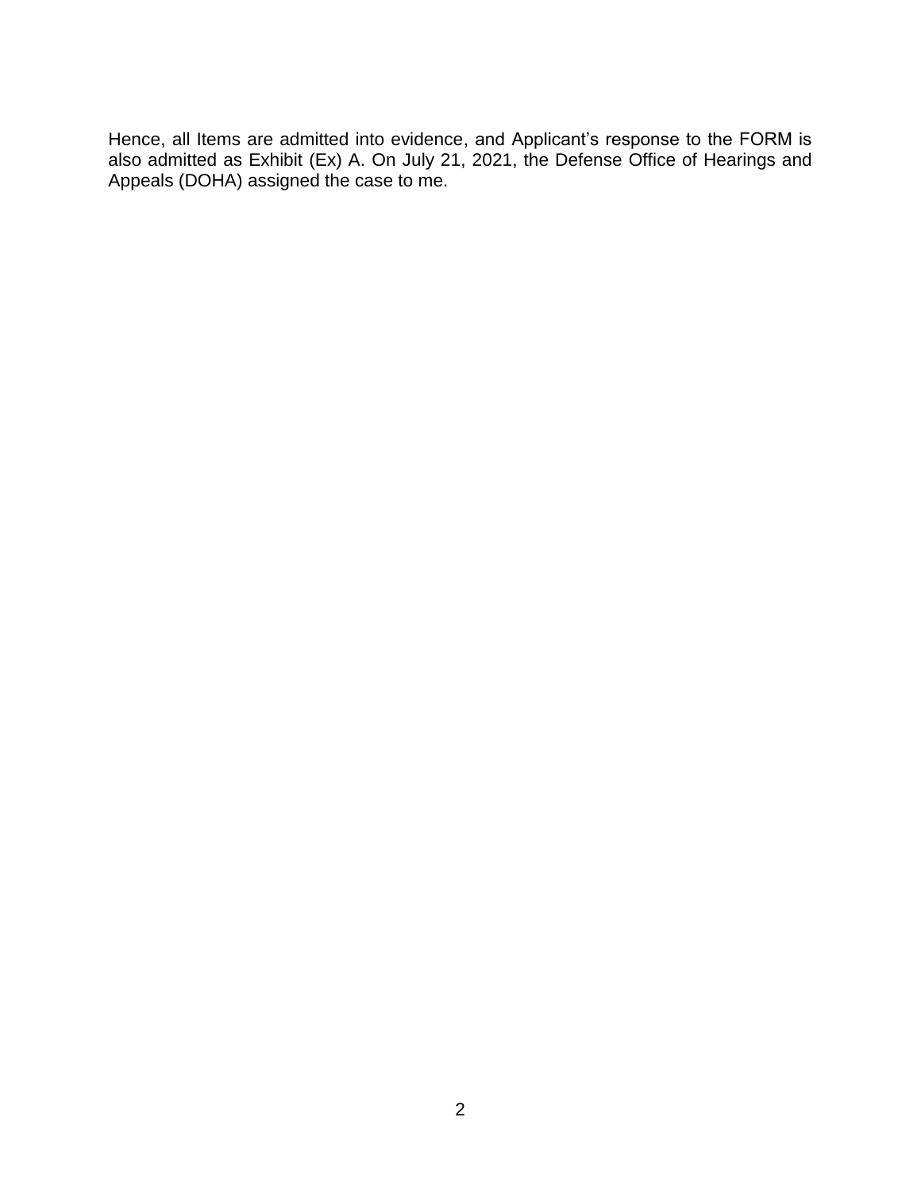Hence, all Items are admitted into evidence, and Applicant's response to the FORM is also admitted as Exhibit (Ex) A. On July 21, 2021, the Defense Office of Hearings and Appeals (DOHA) assigned the case to me.